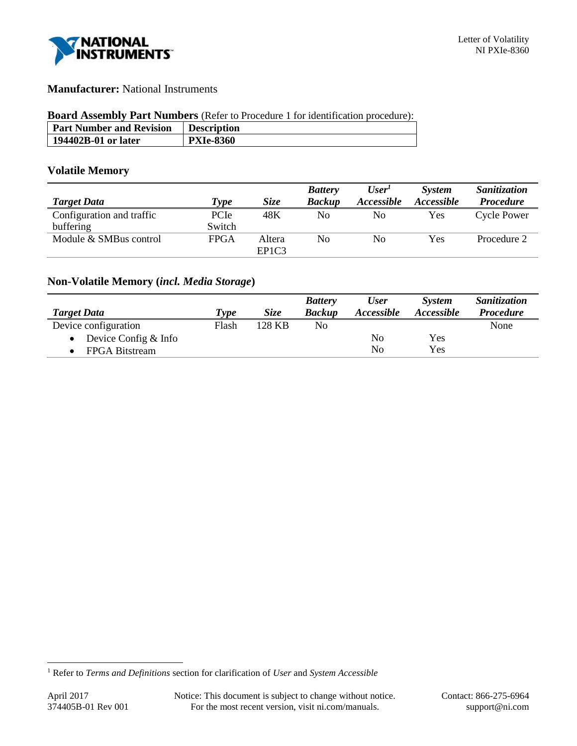**Manufacturer:** National Instruments

**Board Assembly Part Numbers** (Refer to Procedure 1 for identification procedure):

| Part Number and Revision | Description |
|---|---|
| **194402B-01 or later** | **PXIe-8360** |

### Volatile Memory

| *Target Data* | *Type* | *Size* | *Battery Backup* | *User[1] Accessible* | *System Accessible* | *Sanitization Procedure* |
|---|---|---|---|---|---|---|
| Configuration and traffic buffering | PCIe Switch | 48K | No | No | Yes | Cycle Power |
| Module & SMBus control | FPGA | Altera EP1C3 | No | No | Yes | Procedure 2 |

### Non-Volatile Memory (*incl. Media Storage*)

| *Target Data* | *Type* | *Size* | *Battery Backup* | *User Accessible* | *System Accessible* | *Sanitization Procedure* |
|---|---|---|---|---|---|---|
| Device configuration | Flash | 128 KB | No | | | None |
| • Device Config & Info | | | | No | Yes | |
| • FPGA Bitstream | | | | No | Yes | |

[1] Refer to *Terms and Definitions* section for clarification of *User* and *System Accessible*

April 2017
374405B-01 Rev 001

Notice: This document is subject to change without notice.
For the most recent version, visit ni.com/manuals.

Contact: 866-275-6964
support@ni.com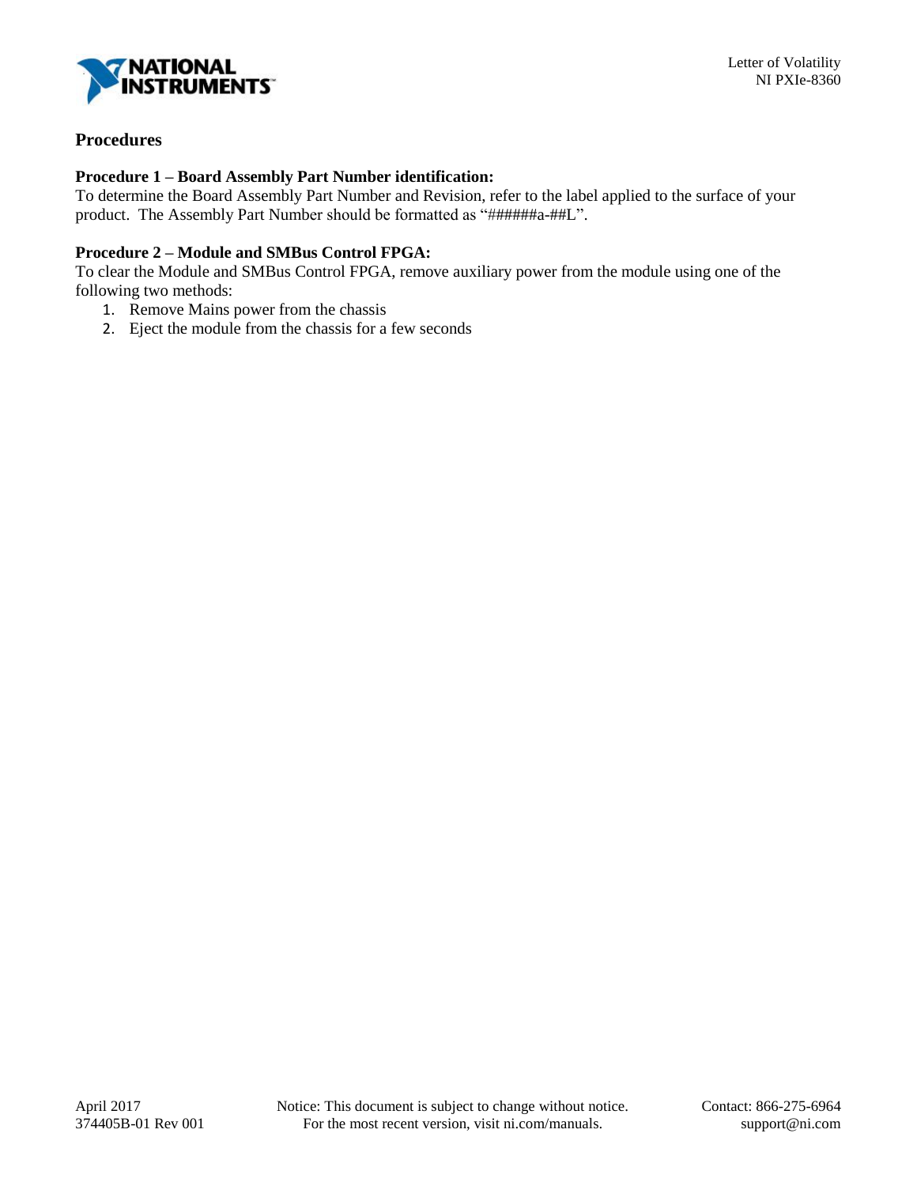## Procedures

### Procedure 1 – Board Assembly Part Number identification:

To determine the Board Assembly Part Number and Revision, refer to the label applied to the surface of your product. The Assembly Part Number should be formatted as "######a-##L".

### Procedure 2 – Module and SMBus Control FPGA:

To clear the Module and SMBus Control FPGA, remove auxiliary power from the module using one of the following two methods:

1. Remove Mains power from the chassis
2. Eject the module from the chassis for a few seconds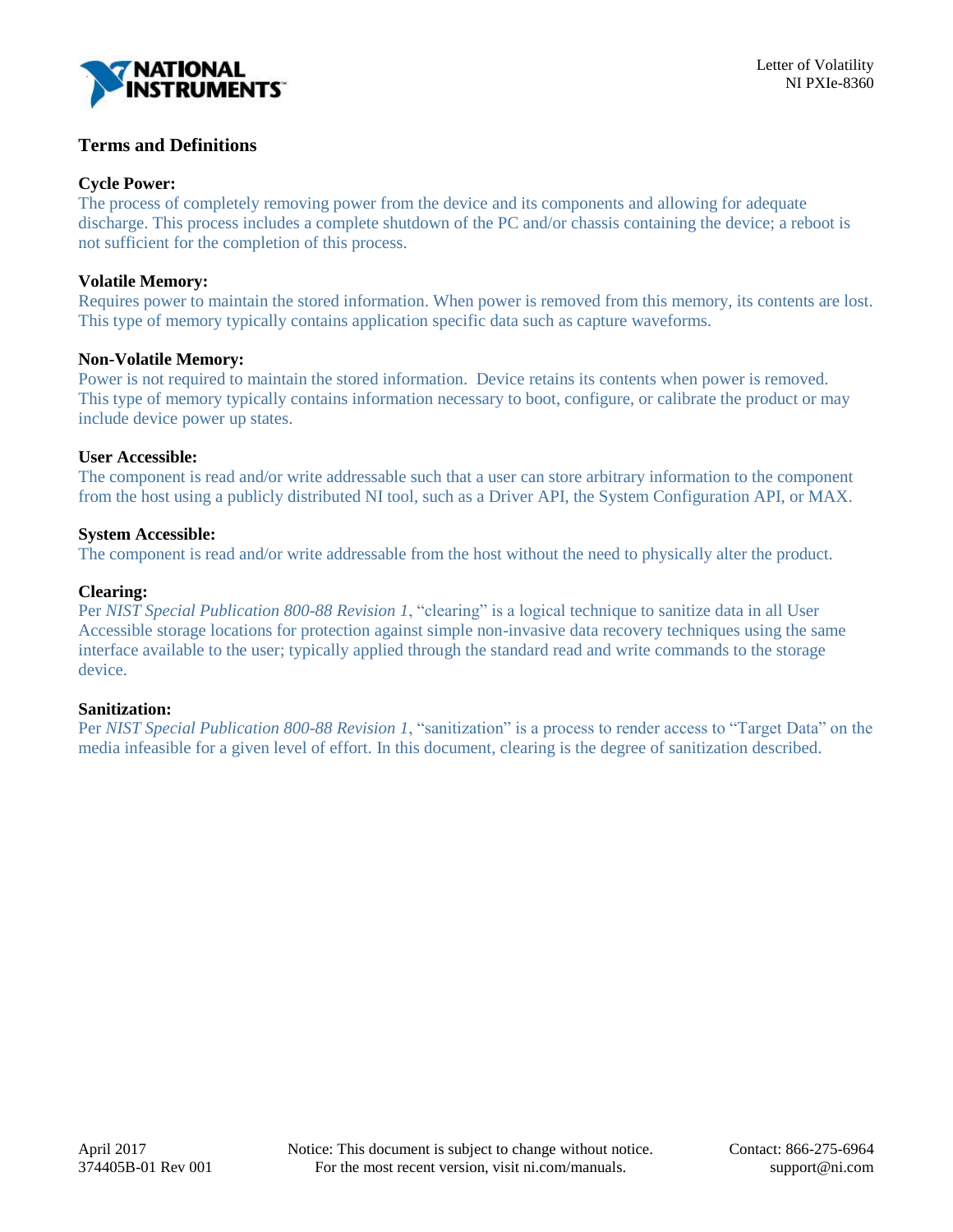## Terms and Definitions

**Cycle Power:**
The process of completely removing power from the device and its components and allowing for adequate discharge. This process includes a complete shutdown of the PC and/or chassis containing the device; a reboot is not sufficient for the completion of this process.

**Volatile Memory:**
Requires power to maintain the stored information. When power is removed from this memory, its contents are lost. This type of memory typically contains application specific data such as capture waveforms.

**Non-Volatile Memory:**
Power is not required to maintain the stored information. Device retains its contents when power is removed. This type of memory typically contains information necessary to boot, configure, or calibrate the product or may include device power up states.

**User Accessible:**
The component is read and/or write addressable such that a user can store arbitrary information to the component from the host using a publicly distributed NI tool, such as a Driver API, the System Configuration API, or MAX.

**System Accessible:**
The component is read and/or write addressable from the host without the need to physically alter the product.

**Clearing:**
Per *NIST Special Publication 800-88 Revision 1*, "clearing" is a logical technique to sanitize data in all User Accessible storage locations for protection against simple non-invasive data recovery techniques using the same interface available to the user; typically applied through the standard read and write commands to the storage device.

**Sanitization:**
Per *NIST Special Publication 800-88 Revision 1*, "sanitization" is a process to render access to "Target Data" on the media infeasible for a given level of effort. In this document, clearing is the degree of sanitization described.